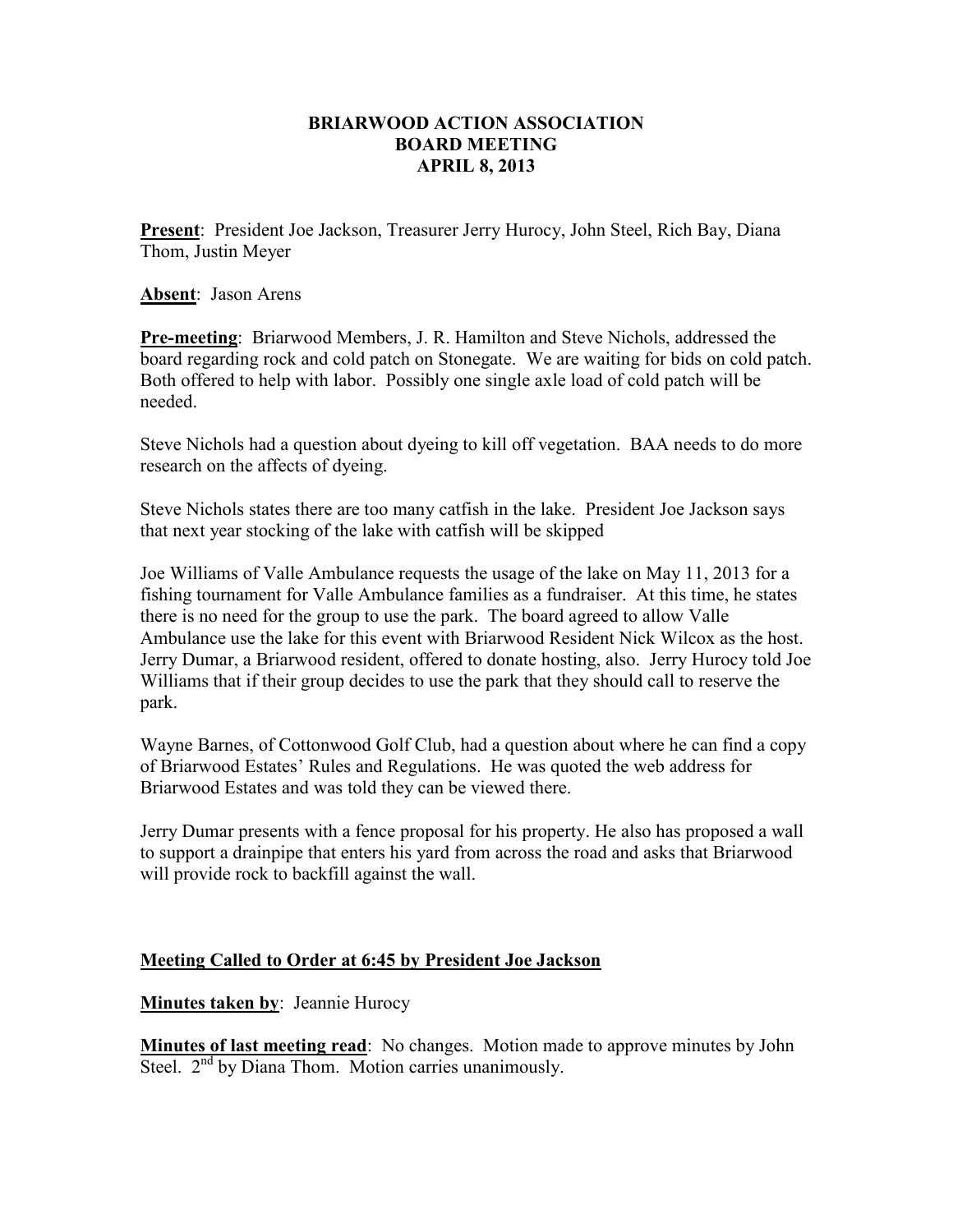# BRIARWOOD ACTION ASSOCIATION
## BOARD MEETING
## APRIL 8, 2013

**Present**: President Joe Jackson, Treasurer Jerry Hurocy, John Steel, Rich Bay, Diana Thom, Justin Meyer

**Absent**: Jason Arens

**Pre-meeting**: Briarwood Members, J. R. Hamilton and Steve Nichols, addressed the board regarding rock and cold patch on Stonegate. We are waiting for bids on cold patch. Both offered to help with labor. Possibly one single axle load of cold patch will be needed.

Steve Nichols had a question about dyeing to kill off vegetation. BAA needs to do more research on the affects of dyeing.

Steve Nichols states there are too many catfish in the lake. President Joe Jackson says that next year stocking of the lake with catfish will be skipped

Joe Williams of Valle Ambulance requests the usage of the lake on May 11, 2013 for a fishing tournament for Valle Ambulance families as a fundraiser. At this time, he states there is no need for the group to use the park. The board agreed to allow Valle Ambulance use the lake for this event with Briarwood Resident Nick Wilcox as the host. Jerry Dumar, a Briarwood resident, offered to donate hosting, also. Jerry Hurocy told Joe Williams that if their group decides to use the park that they should call to reserve the park.

Wayne Barnes, of Cottonwood Golf Club, had a question about where he can find a copy of Briarwood Estates' Rules and Regulations. He was quoted the web address for Briarwood Estates and was told they can be viewed there.

Jerry Dumar presents with a fence proposal for his property. He also has proposed a wall to support a drainpipe that enters his yard from across the road and asks that Briarwood will provide rock to backfill against the wall.

**Meeting Called to Order at 6:45 by President Joe Jackson**

**Minutes taken by**: Jeannie Hurocy

**Minutes of last meeting read**: No changes. Motion made to approve minutes by John Steel. 2nd by Diana Thom. Motion carries unanimously.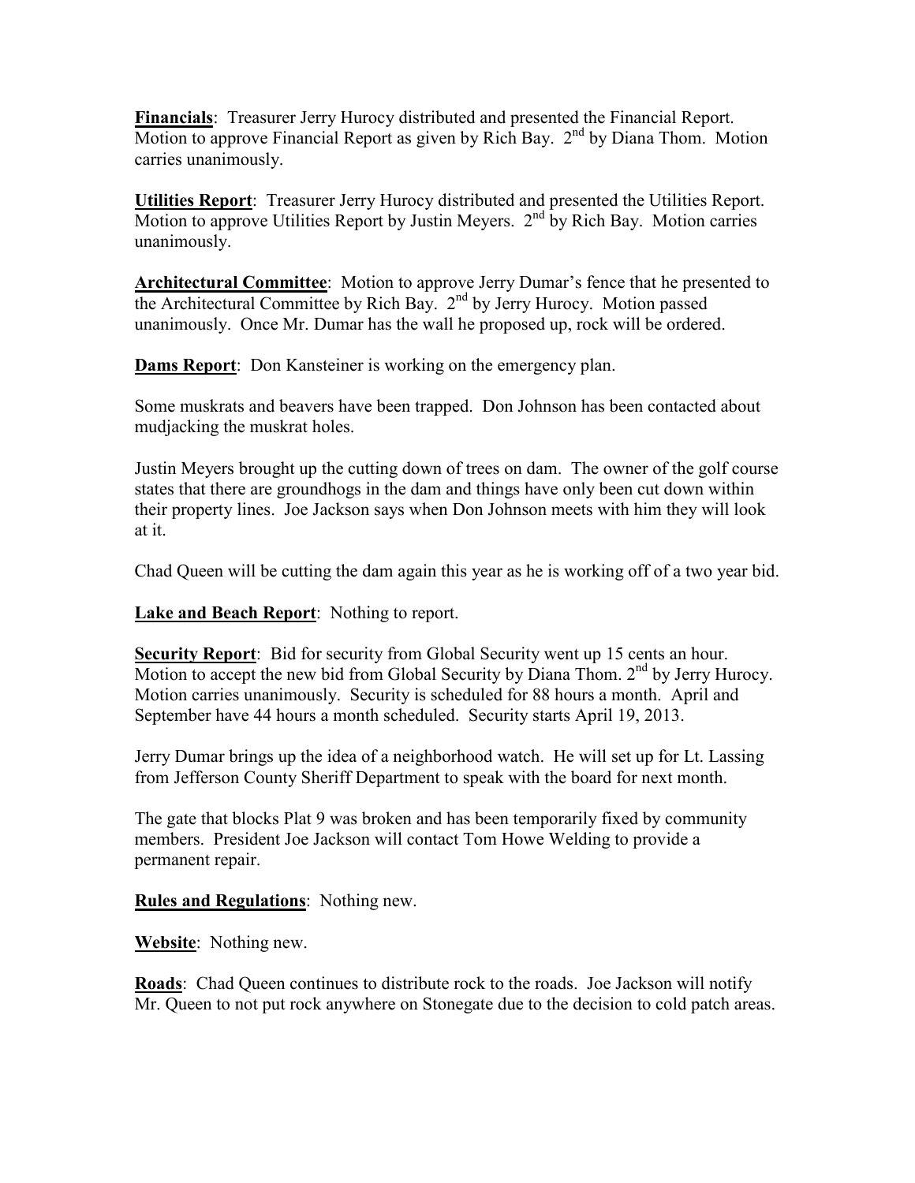**Financials**: Treasurer Jerry Hurocy distributed and presented the Financial Report. Motion to approve Financial Report as given by Rich Bay. 2nd by Diana Thom. Motion carries unanimously.

**Utilities Report**: Treasurer Jerry Hurocy distributed and presented the Utilities Report. Motion to approve Utilities Report by Justin Meyers. 2nd by Rich Bay. Motion carries unanimously.

**Architectural Committee**: Motion to approve Jerry Dumar's fence that he presented to the Architectural Committee by Rich Bay. 2nd by Jerry Hurocy. Motion passed unanimously. Once Mr. Dumar has the wall he proposed up, rock will be ordered.

**Dams Report**: Don Kansteiner is working on the emergency plan.

Some muskrats and beavers have been trapped. Don Johnson has been contacted about mudjacking the muskrat holes.

Justin Meyers brought up the cutting down of trees on dam. The owner of the golf course states that there are groundhogs in the dam and things have only been cut down within their property lines. Joe Jackson says when Don Johnson meets with him they will look at it.

Chad Queen will be cutting the dam again this year as he is working off of a two year bid.

**Lake and Beach Report**: Nothing to report.

**Security Report**: Bid for security from Global Security went up 15 cents an hour. Motion to accept the new bid from Global Security by Diana Thom. 2nd by Jerry Hurocy. Motion carries unanimously. Security is scheduled for 88 hours a month. April and September have 44 hours a month scheduled. Security starts April 19, 2013.

Jerry Dumar brings up the idea of a neighborhood watch. He will set up for Lt. Lassing from Jefferson County Sheriff Department to speak with the board for next month.

The gate that blocks Plat 9 was broken and has been temporarily fixed by community members. President Joe Jackson will contact Tom Howe Welding to provide a permanent repair.

**Rules and Regulations**: Nothing new.

**Website**: Nothing new.

**Roads**: Chad Queen continues to distribute rock to the roads. Joe Jackson will notify Mr. Queen to not put rock anywhere on Stonegate due to the decision to cold patch areas.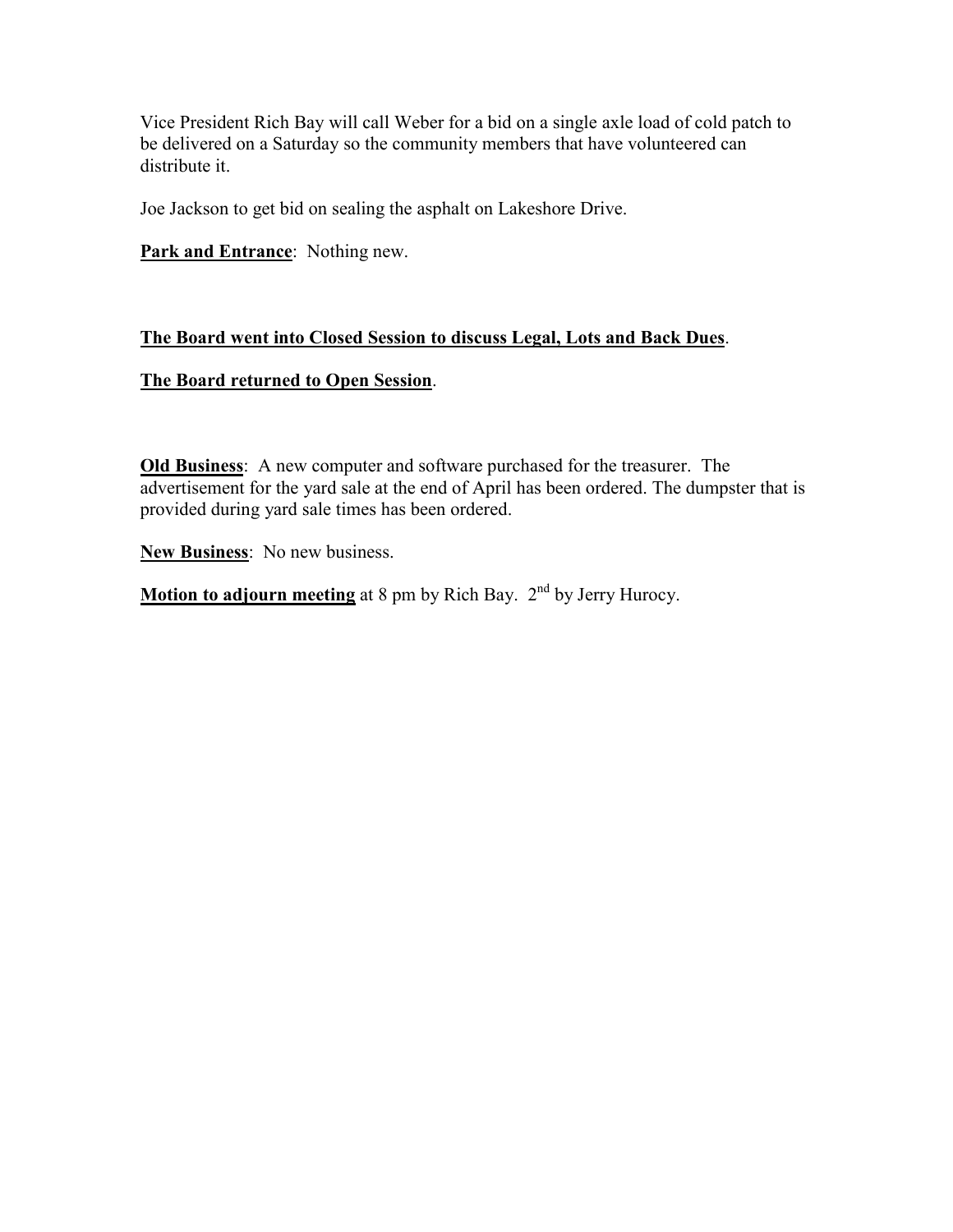Vice President Rich Bay will call Weber for a bid on a single axle load of cold patch to be delivered on a Saturday so the community members that have volunteered can distribute it.

Joe Jackson to get bid on sealing the asphalt on Lakeshore Drive.

**Park and Entrance**: Nothing new.

**The Board went into Closed Session to discuss Legal, Lots and Back Dues**.

**The Board returned to Open Session**.

**Old Business**: A new computer and software purchased for the treasurer. The advertisement for the yard sale at the end of April has been ordered. The dumpster that is provided during yard sale times has been ordered.

**New Business**: No new business.

**Motion to adjourn meeting** at 8 pm by Rich Bay. 2nd by Jerry Hurocy.